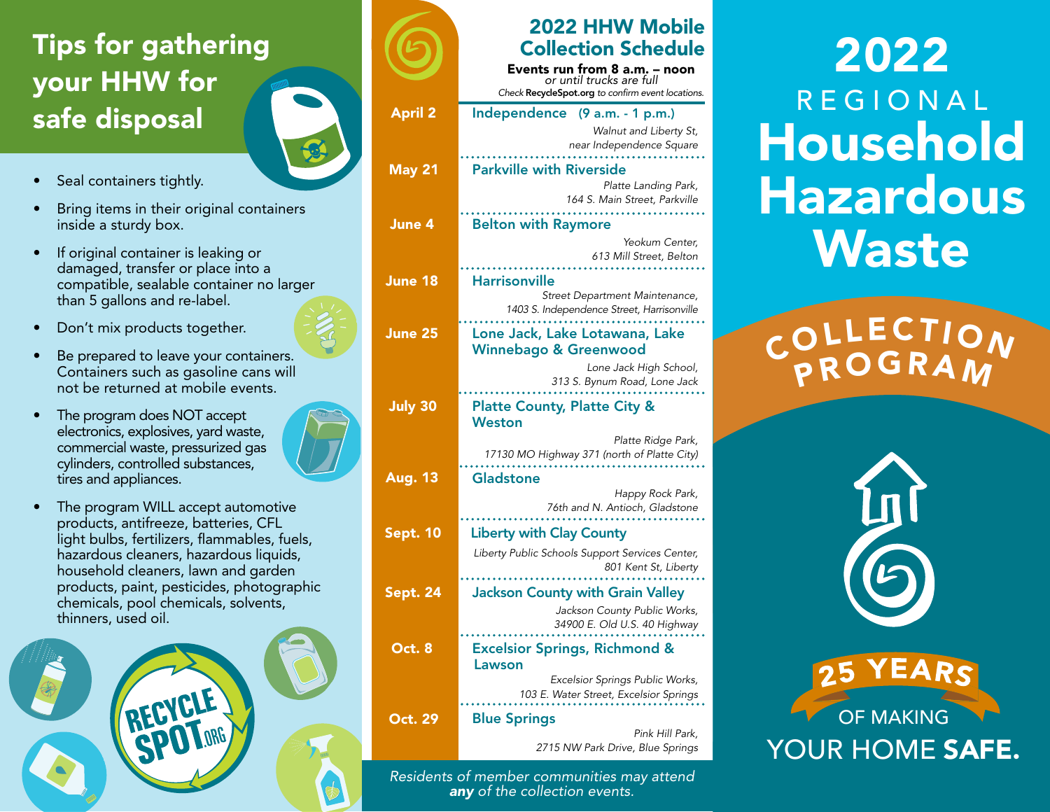## Tips for gathering your HHW for safe disposal

- Seal containers tightly.
- Bring items in their original containers inside a sturdy box.
- If original container is leaking or damaged, transfer or place into a compatible, sealable container no larger than 5 gallons and re-label.
- Don't mix products together.
- Be prepared to leave your containers. Containers such as gasoline cans will not be returned at mobile events.
- The program does NOT accept electronics, explosives, yard waste, commercial waste, pressurized gas cylinders, controlled substances, tires and appliances.
- The program WILL accept automotive products, antifreeze, batteries, CFL light bulbs, fertilizers, flammables, fuels, hazardous cleaners, hazardous liquids, household cleaners, lawn and garden products, paint, pesticides, photographic chemicals, pool chemicals, solvents, thinners, used oil.

RECYCLE SPOT.ORG

## 2022 HHW Mobile Collection Schedule

**Events run from 8 a.m. – noon**
*or until trucks are full*
*Check* **RecycleSpot.org** *to confirm event locations.*

| Date | Event |
|---|---|
| **April 2** | **Independence (9 a.m. - 1 p.m.)**<br>*Walnut and Liberty St, near Independence Square* |
| **May 21** | **Parkville with Riverside**<br>*Platte Landing Park, 164 S. Main Street, Parkville* |
| **June 4** | **Belton with Raymore**<br>*Yeokum Center, 613 Mill Street, Belton* |
| **June 18** | **Harrisonville**<br>*Street Department Maintenance, 1403 S. Independence Street, Harrisonville* |
| **June 25** | **Lone Jack, Lake Lotawana, Lake Winnebago & Greenwood**<br>*Lone Jack High School, 313 S. Bynum Road, Lone Jack* |
| **July 30** | **Platte County, Platte City & Weston**<br>*Platte Ridge Park, 17130 MO Highway 371 (north of Platte City)* |
| **Aug. 13** | **Gladstone**<br>*Happy Rock Park, 76th and N. Antioch, Gladstone* |
| **Sept. 10** | **Liberty with Clay County**<br>*Liberty Public Schools Support Services Center, 801 Kent St, Liberty* |
| **Sept. 24** | **Jackson County with Grain Valley**<br>*Jackson County Public Works, 34900 E. Old U.S. 40 Highway* |
| **Oct. 8** | **Excelsior Springs, Richmond & Lawson**<br>*Excelsior Springs Public Works, 103 E. Water Street, Excelsior Springs* |
| **Oct. 29** | **Blue Springs**<br>*Pink Hill Park, 2715 NW Park Drive, Blue Springs* |

*Residents of member communities may attend* ***any*** *of the collection events.*

# 2022 REGIONAL Household Hazardous Waste

## COLLECTION PROGRAM

**25 YEARS** OF MAKING YOUR HOME **SAFE.**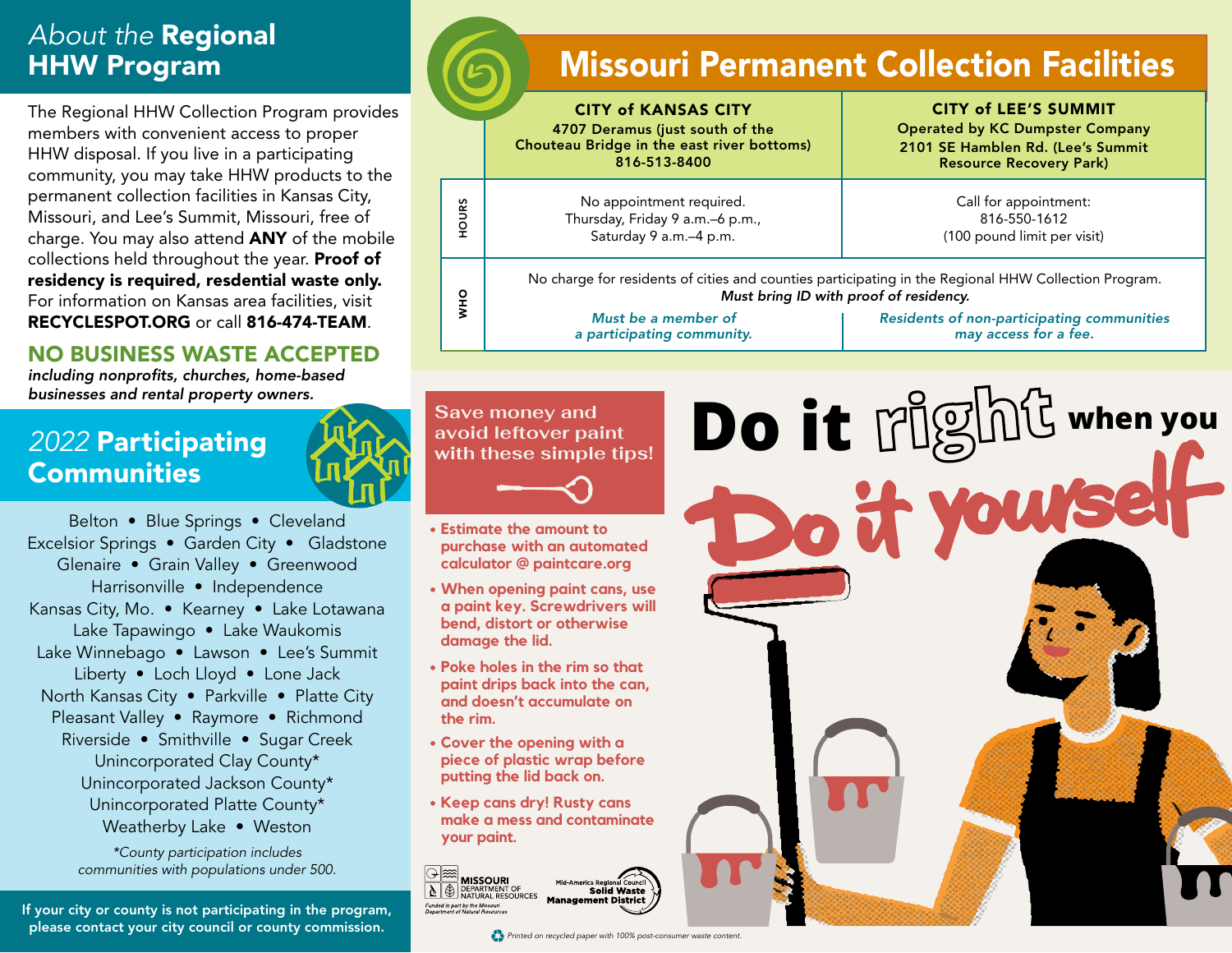## About the Regional HHW Program

The Regional HHW Collection Program provides members with convenient access to proper HHW disposal. If you live in a participating community, you may take HHW products to the permanent collection facilities in Kansas City, Missouri, and Lee's Summit, Missouri, free of charge. You may also attend **ANY** of the mobile collections held throughout the year. **Proof of residency is required, resdential waste only.** For information on Kansas area facilities, visit **RECYCLESPOT.ORG** or call **816-474-TEAM**.

### NO BUSINESS WASTE ACCEPTED

*including nonprofits, churches, home-based businesses and rental property owners.*

## 2022 Participating Communities

Belton • Blue Springs • Cleveland
Excelsior Springs • Garden City • Gladstone
Glenaire • Grain Valley • Greenwood
Harrisonville • Independence
Kansas City, Mo. • Kearney • Lake Lotawana
Lake Tapawingo • Lake Waukomis
Lake Winnebago • Lawson • Lee's Summit
Liberty • Loch Lloyd • Lone Jack
North Kansas City • Parkville • Platte City
Pleasant Valley • Raymore • Richmond
Riverside • Smithville • Sugar Creek
Unincorporated Clay County*
Unincorporated Jackson County*
Unincorporated Platte County*
Weatherby Lake • Weston

*\*County participation includes communities with populations under 500.*

**If your city or county is not participating in the program, please contact your city council or county commission.**

## Missouri Permanent Collection Facilities

| | CITY of KANSAS CITY<br>4707 Deramus (just south of the Chouteau Bridge in the east river bottoms)<br>816-513-8400 | CITY of LEE'S SUMMIT<br>Operated by KC Dumpster Company<br>2101 SE Hamblen Rd. (Lee's Summit Resource Recovery Park) |
|---|---|---|
| HOURS | No appointment required.<br>Thursday, Friday 9 a.m.–6 p.m.,<br>Saturday 9 a.m.–4 p.m. | Call for appointment:<br>816-550-1612<br>(100 pound limit per visit) |
| WHO | No charge for residents of cities and counties participating in the Regional HHW Collection Program. *Must bring ID with proof of residency.*<br>*Must be a member of a participating community.* | *Residents of non-participating communities may access for a fee.* |

### Save money and avoid leftover paint with these simple tips!

- **Estimate the amount to purchase with an automated calculator @ paintcare.org**
- **When opening paint cans, use a paint key. Screwdrivers will bend, distort or otherwise damage the lid.**
- **Poke holes in the rim so that paint drips back into the can, and doesn't accumulate on the rim.**
- **Cover the opening with a piece of plastic wrap before putting the lid back on.**
- **Keep cans dry! Rusty cans make a mess and contaminate your paint.**

# Do it right when you Do it yourself

MISSOURI DEPARTMENT OF NATURAL RESOURCES
*Funded in part by the Missouri Department of Natural Resources*

Mid-America Regional Council Solid Waste Management District

*Printed on recycled paper with 100% post-consumer waste content.*